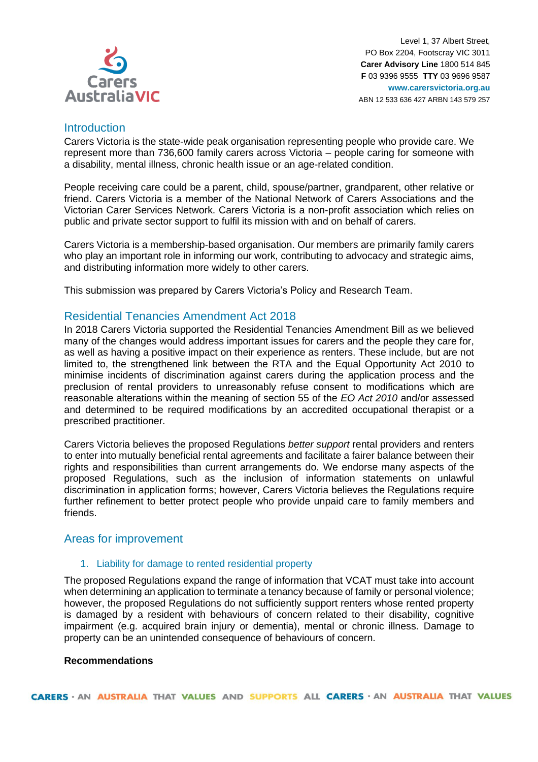Level 1, 37 Albert Street,
PO Box 2204, Footscray VIC 3011
**Carer Advisory Line** 1800 514 845
**F** 03 9396 9555 **TTY** 03 9696 9587
**www.carersvictoria.org.au**
ABN 12 533 636 427 ARBN 143 579 257

## Introduction

Carers Victoria is the state-wide peak organisation representing people who provide care. We represent more than 736,600 family carers across Victoria – people caring for someone with a disability, mental illness, chronic health issue or an age-related condition.

People receiving care could be a parent, child, spouse/partner, grandparent, other relative or friend. Carers Victoria is a member of the National Network of Carers Associations and the Victorian Carer Services Network. Carers Victoria is a non-profit association which relies on public and private sector support to fulfil its mission with and on behalf of carers.

Carers Victoria is a membership-based organisation. Our members are primarily family carers who play an important role in informing our work, contributing to advocacy and strategic aims, and distributing information more widely to other carers.

This submission was prepared by Carers Victoria's Policy and Research Team.

## Residential Tenancies Amendment Act 2018

In 2018 Carers Victoria supported the Residential Tenancies Amendment Bill as we believed many of the changes would address important issues for carers and the people they care for, as well as having a positive impact on their experience as renters. These include, but are not limited to, the strengthened link between the RTA and the Equal Opportunity Act 2010 to minimise incidents of discrimination against carers during the application process and the preclusion of rental providers to unreasonably refuse consent to modifications which are reasonable alterations within the meaning of section 55 of the *EO Act 2010* and/or assessed and determined to be required modifications by an accredited occupational therapist or a prescribed practitioner.

Carers Victoria believes the proposed Regulations *better support* rental providers and renters to enter into mutually beneficial rental agreements and facilitate a fairer balance between their rights and responsibilities than current arrangements do. We endorse many aspects of the proposed Regulations, such as the inclusion of information statements on unlawful discrimination in application forms; however, Carers Victoria believes the Regulations require further refinement to better protect people who provide unpaid care to family members and friends.

## Areas for improvement

### 1. Liability for damage to rented residential property

The proposed Regulations expand the range of information that VCAT must take into account when determining an application to terminate a tenancy because of family or personal violence; however, the proposed Regulations do not sufficiently support renters whose rented property is damaged by a resident with behaviours of concern related to their disability, cognitive impairment (e.g. acquired brain injury or dementia), mental or chronic illness. Damage to property can be an unintended consequence of behaviours of concern.

**Recommendations**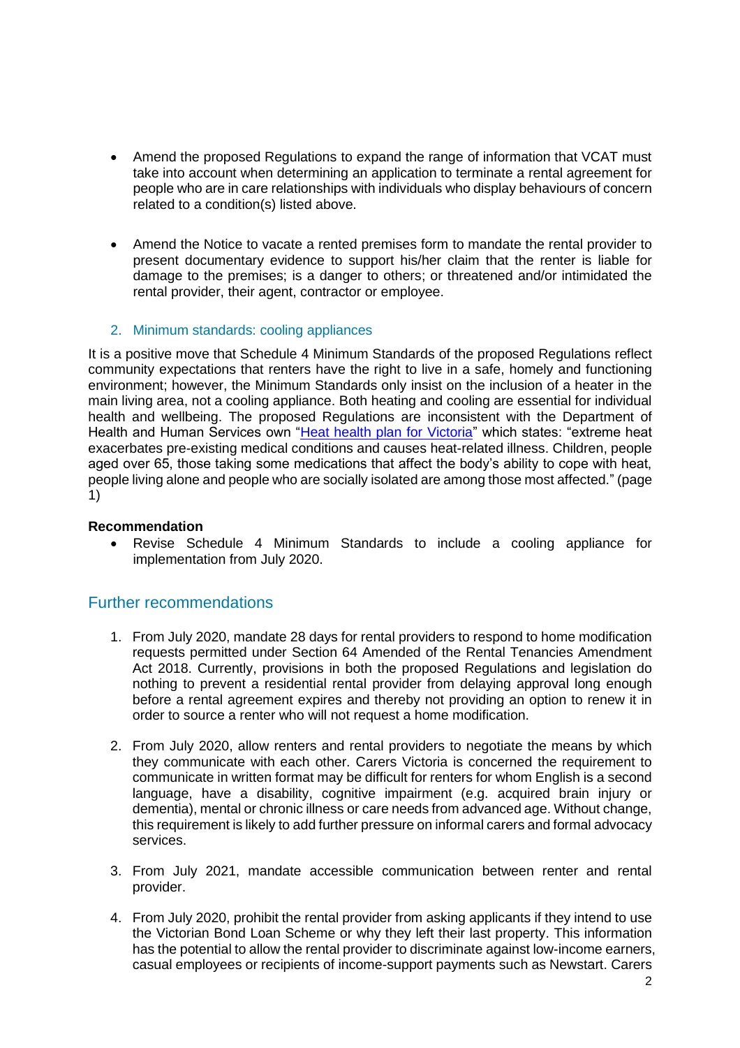- Amend the proposed Regulations to expand the range of information that VCAT must take into account when determining an application to terminate a rental agreement for people who are in care relationships with individuals who display behaviours of concern related to a condition(s) listed above.

- Amend the Notice to vacate a rented premises form to mandate the rental provider to present documentary evidence to support his/her claim that the renter is liable for damage to the premises; is a danger to others; or threatened and/or intimidated the rental provider, their agent, contractor or employee.

### 2. Minimum standards: cooling appliances

It is a positive move that Schedule 4 Minimum Standards of the proposed Regulations reflect community expectations that renters have the right to live in a safe, homely and functioning environment; however, the Minimum Standards only insist on the inclusion of a heater in the main living area, not a cooling appliance. Both heating and cooling are essential for individual health and wellbeing. The proposed Regulations are inconsistent with the Department of Health and Human Services own "Heat health plan for Victoria" which states: "extreme heat exacerbates pre-existing medical conditions and causes heat-related illness. Children, people aged over 65, those taking some medications that affect the body's ability to cope with heat, people living alone and people who are socially isolated are among those most affected." (page 1)

**Recommendation**

- Revise Schedule 4 Minimum Standards to include a cooling appliance for implementation from July 2020.

## Further recommendations

1. From July 2020, mandate 28 days for rental providers to respond to home modification requests permitted under Section 64 Amended of the Rental Tenancies Amendment Act 2018. Currently, provisions in both the proposed Regulations and legislation do nothing to prevent a residential rental provider from delaying approval long enough before a rental agreement expires and thereby not providing an option to renew it in order to source a renter who will not request a home modification.

2. From July 2020, allow renters and rental providers to negotiate the means by which they communicate with each other. Carers Victoria is concerned the requirement to communicate in written format may be difficult for renters for whom English is a second language, have a disability, cognitive impairment (e.g. acquired brain injury or dementia), mental or chronic illness or care needs from advanced age. Without change, this requirement is likely to add further pressure on informal carers and formal advocacy services.

3. From July 2021, mandate accessible communication between renter and rental provider.

4. From July 2020, prohibit the rental provider from asking applicants if they intend to use the Victorian Bond Loan Scheme or why they left their last property. This information has the potential to allow the rental provider to discriminate against low-income earners, casual employees or recipients of income-support payments such as Newstart. Carers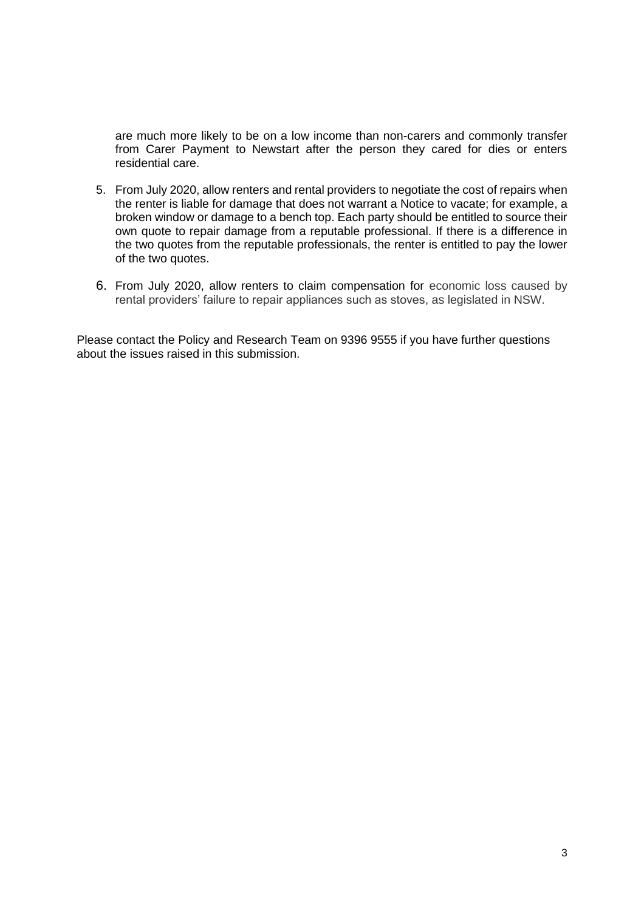are much more likely to be on a low income than non-carers and commonly transfer from Carer Payment to Newstart after the person they cared for dies or enters residential care.

5. From July 2020, allow renters and rental providers to negotiate the cost of repairs when the renter is liable for damage that does not warrant a Notice to vacate; for example, a broken window or damage to a bench top. Each party should be entitled to source their own quote to repair damage from a reputable professional. If there is a difference in the two quotes from the reputable professionals, the renter is entitled to pay the lower of the two quotes.

6. From July 2020, allow renters to claim compensation for economic loss caused by rental providers' failure to repair appliances such as stoves, as legislated in NSW.

Please contact the Policy and Research Team on 9396 9555 if you have further questions about the issues raised in this submission.